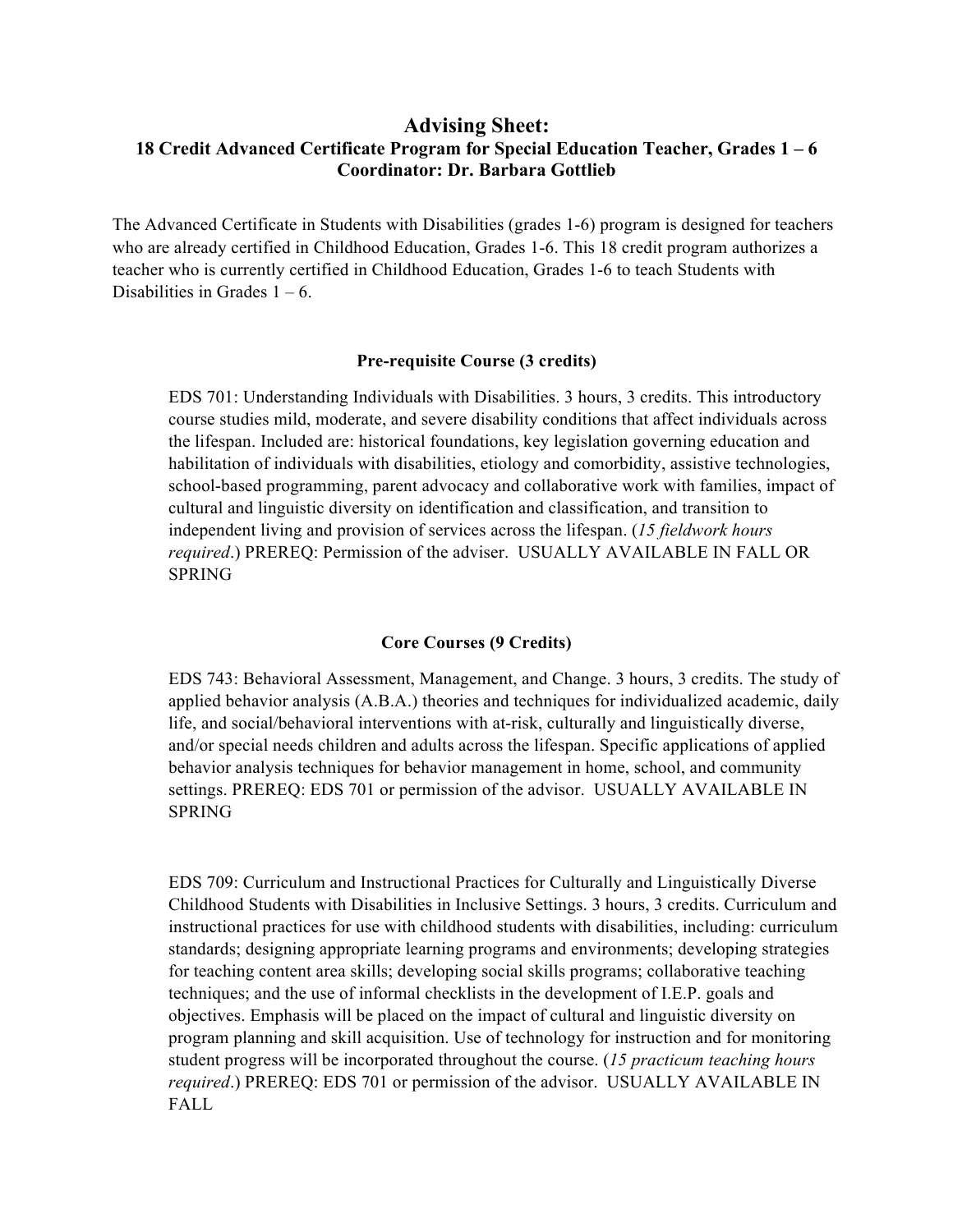# Advising Sheet:

### 18 Credit Advanced Certificate Program for Special Education Teacher, Grades 1 – 6

### Coordinator: Dr. Barbara Gottlieb

The Advanced Certificate in Students with Disabilities (grades 1-6) program is designed for teachers who are already certified in Childhood Education, Grades 1-6. This 18 credit program authorizes a teacher who is currently certified in Childhood Education, Grades 1-6 to teach Students with Disabilities in Grades 1 – 6.

## Pre-requisite Course (3 credits)

EDS 701: Understanding Individuals with Disabilities. 3 hours, 3 credits. This introductory course studies mild, moderate, and severe disability conditions that affect individuals across the lifespan. Included are: historical foundations, key legislation governing education and habilitation of individuals with disabilities, etiology and comorbidity, assistive technologies, school-based programming, parent advocacy and collaborative work with families, impact of cultural and linguistic diversity on identification and classification, and transition to independent living and provision of services across the lifespan. (*15 fieldwork hours required*.) PREREQ: Permission of the adviser. USUALLY AVAILABLE IN FALL OR SPRING

## Core Courses (9 Credits)

EDS 743: Behavioral Assessment, Management, and Change. 3 hours, 3 credits. The study of applied behavior analysis (A.B.A.) theories and techniques for individualized academic, daily life, and social/behavioral interventions with at-risk, culturally and linguistically diverse, and/or special needs children and adults across the lifespan. Specific applications of applied behavior analysis techniques for behavior management in home, school, and community settings. PREREQ: EDS 701 or permission of the advisor. USUALLY AVAILABLE IN SPRING

EDS 709: Curriculum and Instructional Practices for Culturally and Linguistically Diverse Childhood Students with Disabilities in Inclusive Settings. 3 hours, 3 credits. Curriculum and instructional practices for use with childhood students with disabilities, including: curriculum standards; designing appropriate learning programs and environments; developing strategies for teaching content area skills; developing social skills programs; collaborative teaching techniques; and the use of informal checklists in the development of I.E.P. goals and objectives. Emphasis will be placed on the impact of cultural and linguistic diversity on program planning and skill acquisition. Use of technology for instruction and for monitoring student progress will be incorporated throughout the course. (*15 practicum teaching hours required*.) PREREQ: EDS 701 or permission of the advisor. USUALLY AVAILABLE IN FALL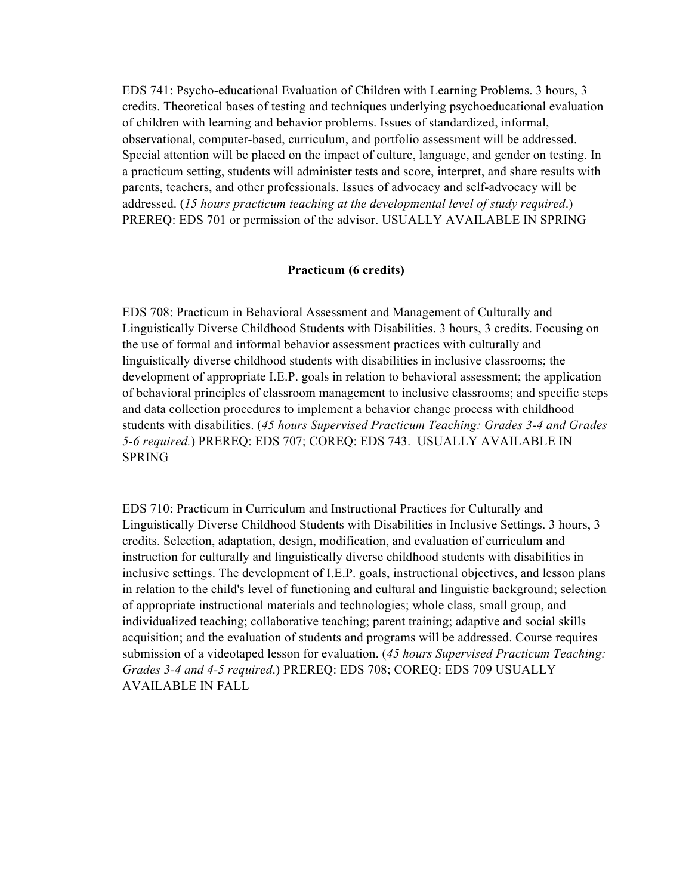EDS 741: Psycho-educational Evaluation of Children with Learning Problems. 3 hours, 3 credits. Theoretical bases of testing and techniques underlying psychoeducational evaluation of children with learning and behavior problems. Issues of standardized, informal, observational, computer-based, curriculum, and portfolio assessment will be addressed. Special attention will be placed on the impact of culture, language, and gender on testing. In a practicum setting, students will administer tests and score, interpret, and share results with parents, teachers, and other professionals. Issues of advocacy and self-advocacy will be addressed. (*15 hours practicum teaching at the developmental level of study required*.) PREREQ: EDS 701 or permission of the advisor. USUALLY AVAILABLE IN SPRING

**Practicum (6 credits)**

EDS 708: Practicum in Behavioral Assessment and Management of Culturally and Linguistically Diverse Childhood Students with Disabilities. 3 hours, 3 credits. Focusing on the use of formal and informal behavior assessment practices with culturally and linguistically diverse childhood students with disabilities in inclusive classrooms; the development of appropriate I.E.P. goals in relation to behavioral assessment; the application of behavioral principles of classroom management to inclusive classrooms; and specific steps and data collection procedures to implement a behavior change process with childhood students with disabilities. (*45 hours Supervised Practicum Teaching: Grades 3-4 and Grades 5-6 required.*) PREREQ: EDS 707; COREQ: EDS 743. USUALLY AVAILABLE IN SPRING

EDS 710: Practicum in Curriculum and Instructional Practices for Culturally and Linguistically Diverse Childhood Students with Disabilities in Inclusive Settings. 3 hours, 3 credits. Selection, adaptation, design, modification, and evaluation of curriculum and instruction for culturally and linguistically diverse childhood students with disabilities in inclusive settings. The development of I.E.P. goals, instructional objectives, and lesson plans in relation to the child's level of functioning and cultural and linguistic background; selection of appropriate instructional materials and technologies; whole class, small group, and individualized teaching; collaborative teaching; parent training; adaptive and social skills acquisition; and the evaluation of students and programs will be addressed. Course requires submission of a videotaped lesson for evaluation. (*45 hours Supervised Practicum Teaching: Grades 3-4 and 4-5 required*.) PREREQ: EDS 708; COREQ: EDS 709 USUALLY AVAILABLE IN FALL